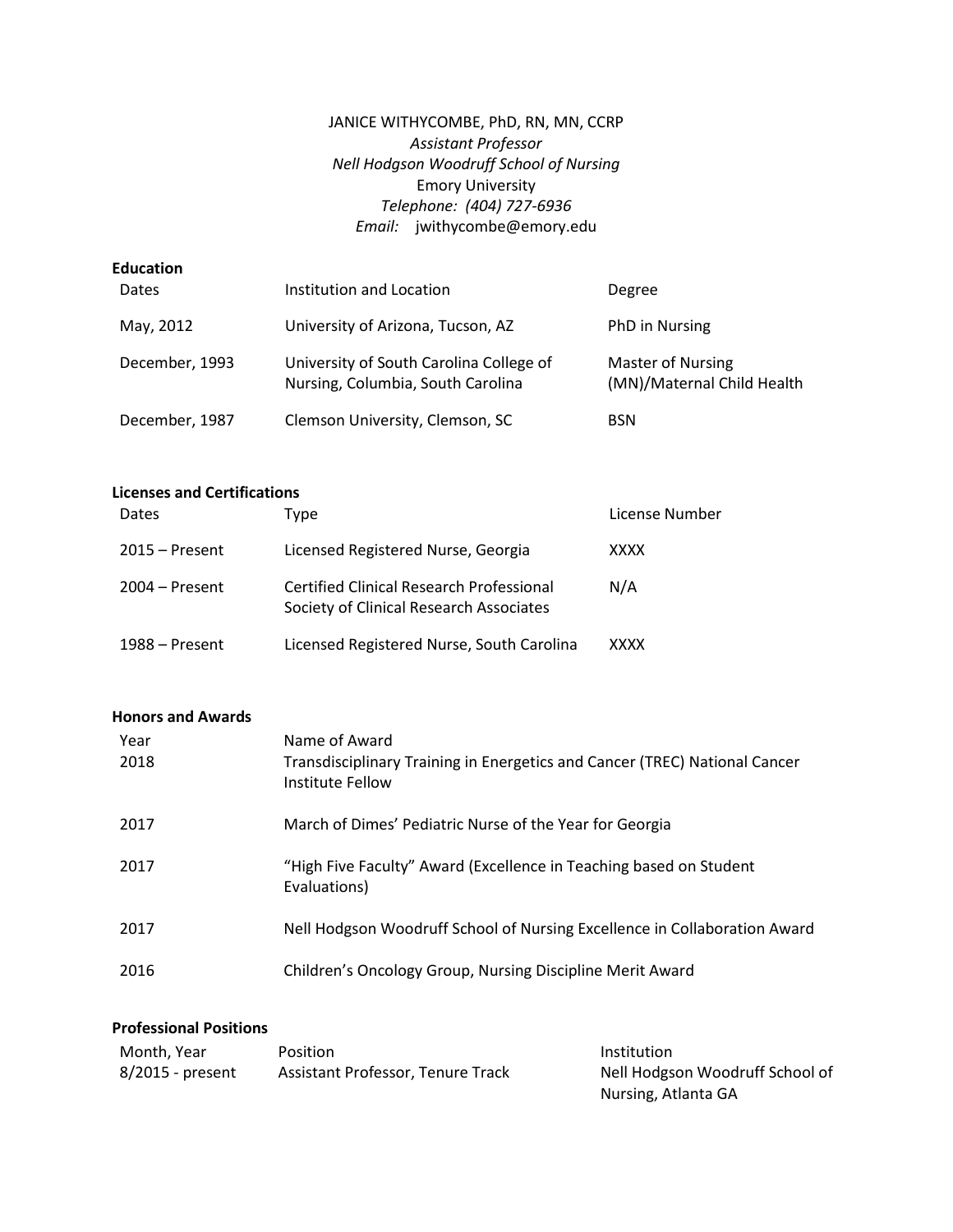JANICE WITHYCOMBE, PhD, RN, MN, CCRP
*Assistant Professor*
*Nell Hodgson Woodruff School of Nursing*
Emory University
*Telephone: (404) 727-6936*
*Email:* jwithycombe@emory.edu

## Education

| Dates | Institution and Location | Degree |
|---|---|---|
| May, 2012 | University of Arizona, Tucson, AZ | PhD in Nursing |
| December, 1993 | University of South Carolina College of Nursing, Columbia, South Carolina | Master of Nursing (MN)/Maternal Child Health |
| December, 1987 | Clemson University, Clemson, SC | BSN |

## Licenses and Certifications

| Dates | Type | License Number |
|---|---|---|
| 2015 – Present | Licensed Registered Nurse, Georgia | XXXX |
| 2004 – Present | Certified Clinical Research Professional Society of Clinical Research Associates | N/A |
| 1988 – Present | Licensed Registered Nurse, South Carolina | XXXX |

## Honors and Awards

| Year | Name of Award |
|---|---|
| 2018 | Transdisciplinary Training in Energetics and Cancer (TREC) National Cancer Institute Fellow |
| 2017 | March of Dimes' Pediatric Nurse of the Year for Georgia |
| 2017 | "High Five Faculty" Award (Excellence in Teaching based on Student Evaluations) |
| 2017 | Nell Hodgson Woodruff School of Nursing Excellence in Collaboration Award |
| 2016 | Children's Oncology Group, Nursing Discipline Merit Award |

## Professional Positions

| Month, Year | Position | Institution |
|---|---|---|
| 8/2015 - present | Assistant Professor, Tenure Track | Nell Hodgson Woodruff School of Nursing, Atlanta GA |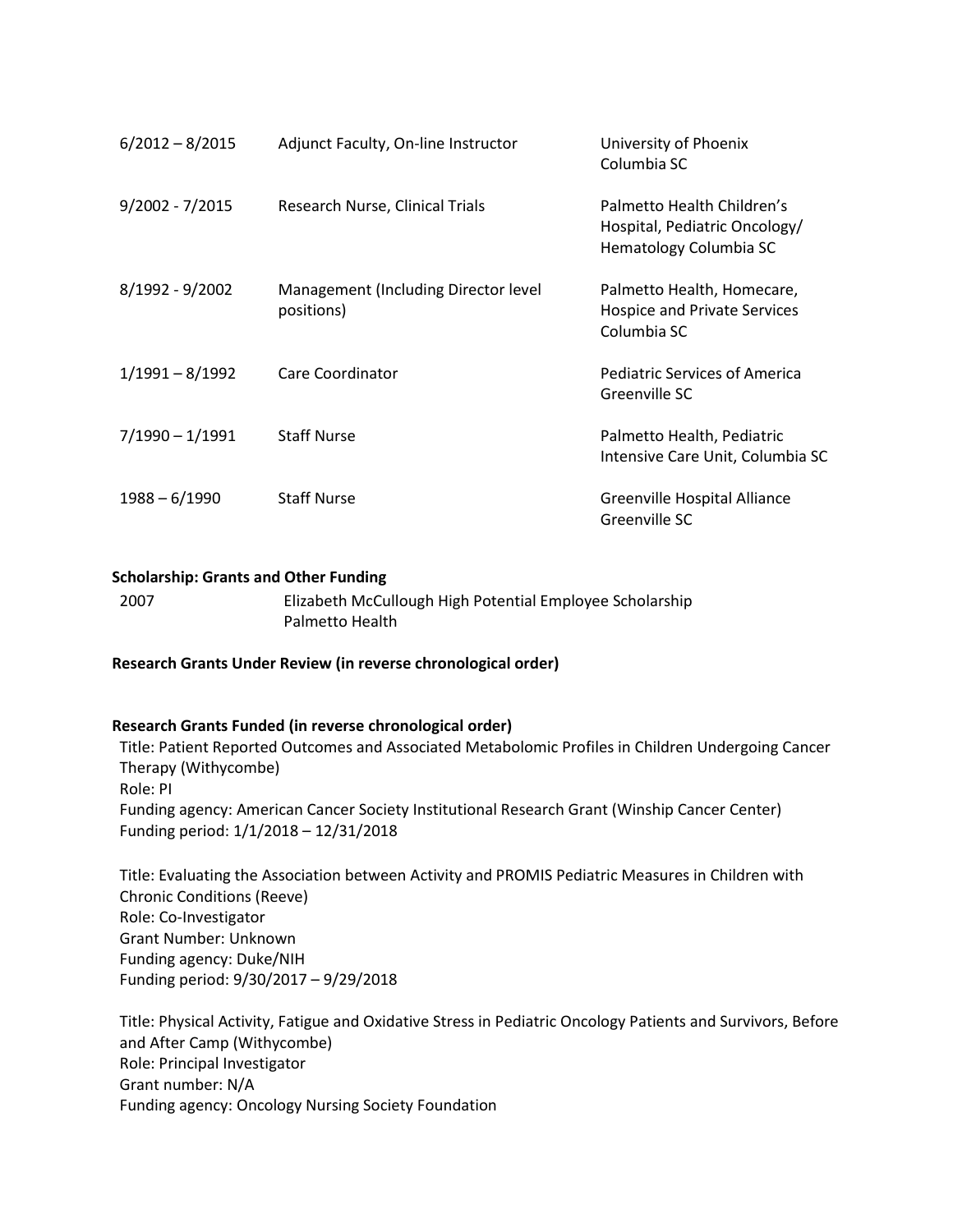| | | |
|---|---|---|
| 6/2012 – 8/2015 | Adjunct Faculty, On-line Instructor | University of Phoenix<br>Columbia SC |
| 9/2002 - 7/2015 | Research Nurse, Clinical Trials | Palmetto Health Children's Hospital, Pediatric Oncology/ Hematology Columbia SC |
| 8/1992 - 9/2002 | Management (Including Director level positions) | Palmetto Health, Homecare, Hospice and Private Services Columbia SC |
| 1/1991 – 8/1992 | Care Coordinator | Pediatric Services of America<br>Greenville SC |
| 7/1990 – 1/1991 | Staff Nurse | Palmetto Health, Pediatric Intensive Care Unit, Columbia SC |
| 1988 – 6/1990 | Staff Nurse | Greenville Hospital Alliance<br>Greenville SC |

**Scholarship: Grants and Other Funding**

2007 Elizabeth McCullough High Potential Employee Scholarship
Palmetto Health

**Research Grants Under Review (in reverse chronological order)**

**Research Grants Funded (in reverse chronological order)**

Title: Patient Reported Outcomes and Associated Metabolomic Profiles in Children Undergoing Cancer Therapy (Withycombe)
Role: PI
Funding agency: American Cancer Society Institutional Research Grant (Winship Cancer Center)
Funding period: 1/1/2018 – 12/31/2018

Title: Evaluating the Association between Activity and PROMIS Pediatric Measures in Children with Chronic Conditions (Reeve)
Role: Co-Investigator
Grant Number: Unknown
Funding agency: Duke/NIH
Funding period: 9/30/2017 – 9/29/2018

Title: Physical Activity, Fatigue and Oxidative Stress in Pediatric Oncology Patients and Survivors, Before and After Camp (Withycombe)
Role: Principal Investigator
Grant number: N/A
Funding agency: Oncology Nursing Society Foundation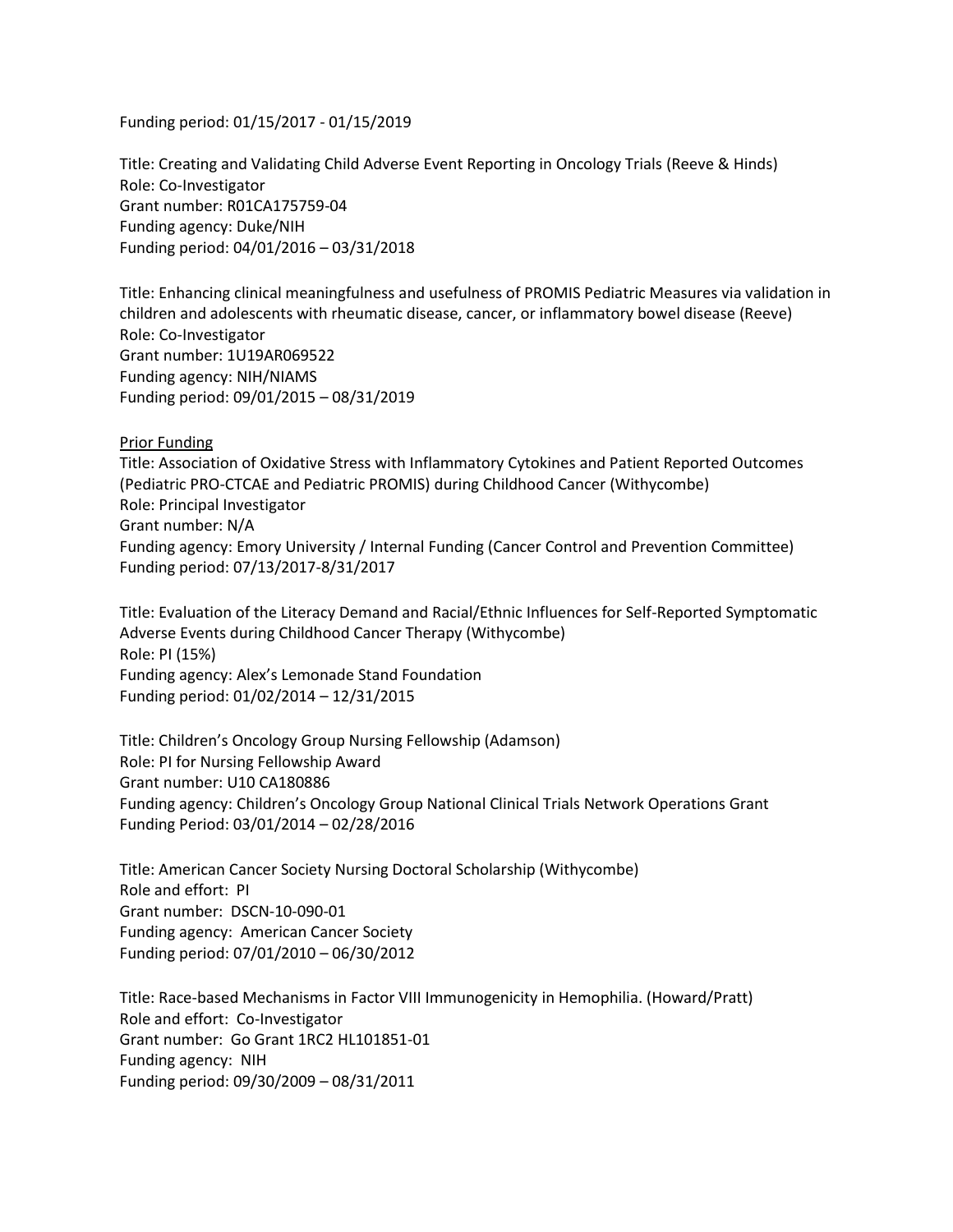Funding period: 01/15/2017 - 01/15/2019

Title: Creating and Validating Child Adverse Event Reporting in Oncology Trials (Reeve & Hinds)
Role: Co-Investigator
Grant number: R01CA175759-04
Funding agency: Duke/NIH
Funding period: 04/01/2016 – 03/31/2018

Title: Enhancing clinical meaningfulness and usefulness of PROMIS Pediatric Measures via validation in children and adolescents with rheumatic disease, cancer, or inflammatory bowel disease (Reeve)
Role: Co-Investigator
Grant number: 1U19AR069522
Funding agency: NIH/NIAMS
Funding period: 09/01/2015 – 08/31/2019

<u>Prior Funding</u>
Title: Association of Oxidative Stress with Inflammatory Cytokines and Patient Reported Outcomes (Pediatric PRO-CTCAE and Pediatric PROMIS) during Childhood Cancer (Withycombe)
Role: Principal Investigator
Grant number: N/A
Funding agency: Emory University / Internal Funding (Cancer Control and Prevention Committee)
Funding period: 07/13/2017-8/31/2017

Title: Evaluation of the Literacy Demand and Racial/Ethnic Influences for Self-Reported Symptomatic Adverse Events during Childhood Cancer Therapy (Withycombe)
Role: PI (15%)
Funding agency: Alex's Lemonade Stand Foundation
Funding period: 01/02/2014 – 12/31/2015

Title: Children's Oncology Group Nursing Fellowship (Adamson)
Role: PI for Nursing Fellowship Award
Grant number: U10 CA180886
Funding agency: Children's Oncology Group National Clinical Trials Network Operations Grant
Funding Period: 03/01/2014 – 02/28/2016

Title: American Cancer Society Nursing Doctoral Scholarship (Withycombe)
Role and effort: PI
Grant number: DSCN-10-090-01
Funding agency: American Cancer Society
Funding period: 07/01/2010 – 06/30/2012

Title: Race-based Mechanisms in Factor VIII Immunogenicity in Hemophilia. (Howard/Pratt)
Role and effort: Co-Investigator
Grant number: Go Grant 1RC2 HL101851-01
Funding agency: NIH
Funding period: 09/30/2009 – 08/31/2011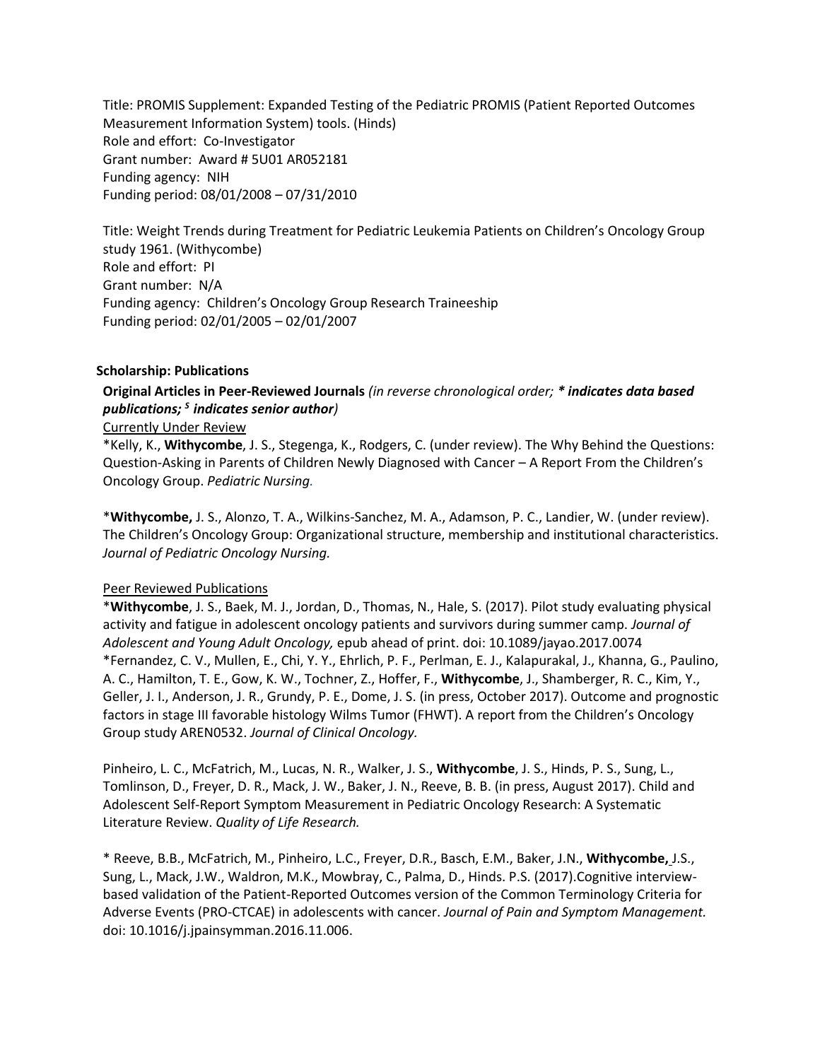Title: PROMIS Supplement: Expanded Testing of the Pediatric PROMIS (Patient Reported Outcomes Measurement Information System) tools. (Hinds)
Role and effort: Co-Investigator
Grant number: Award # 5U01 AR052181
Funding agency: NIH
Funding period: 08/01/2008 – 07/31/2010

Title: Weight Trends during Treatment for Pediatric Leukemia Patients on Children's Oncology Group study 1961. (Withycombe)
Role and effort: PI
Grant number: N/A
Funding agency: Children's Oncology Group Research Traineeship
Funding period: 02/01/2005 – 02/01/2007

**Scholarship: Publications**

**Original Articles in Peer-Reviewed Journals** *(in reverse chronological order;* ***\* indicates data based publications; $^{S}$ indicates senior author****)*

Currently Under Review

*Kelly, K., **Withycombe**, J. S., Stegenga, K., Rodgers, C. (under review). The Why Behind the Questions: Question-Asking in Parents of Children Newly Diagnosed with Cancer – A Report From the Children's Oncology Group. *Pediatric Nursing.*

*__Withycombe,__ J. S., Alonzo, T. A., Wilkins-Sanchez, M. A., Adamson, P. C., Landier, W. (under review). The Children's Oncology Group: Organizational structure, membership and institutional characteristics. *Journal of Pediatric Oncology Nursing.*

Peer Reviewed Publications

*__Withycombe__, J. S., Baek, M. J., Jordan, D., Thomas, N., Hale, S. (2017). Pilot study evaluating physical activity and fatigue in adolescent oncology patients and survivors during summer camp. *Journal of Adolescent and Young Adult Oncology,* epub ahead of print. doi: 10.1089/jayao.2017.0074

*Fernandez, C. V., Mullen, E., Chi, Y. Y., Ehrlich, P. F., Perlman, E. J., Kalapurakal, J., Khanna, G., Paulino, A. C., Hamilton, T. E., Gow, K. W., Tochner, Z., Hoffer, F., **Withycombe**, J., Shamberger, R. C., Kim, Y., Geller, J. I., Anderson, J. R., Grundy, P. E., Dome, J. S. (in press, October 2017). Outcome and prognostic factors in stage III favorable histology Wilms Tumor (FHWT). A report from the Children's Oncology Group study AREN0532. *Journal of Clinical Oncology.*

Pinheiro, L. C., McFatrich, M., Lucas, N. R., Walker, J. S., **Withycombe**, J. S., Hinds, P. S., Sung, L., Tomlinson, D., Freyer, D. R., Mack, J. W., Baker, J. N., Reeve, B. B. (in press, August 2017). Child and Adolescent Self-Report Symptom Measurement in Pediatric Oncology Research: A Systematic Literature Review. *Quality of Life Research.*

* Reeve, B.B., McFatrich, M., Pinheiro, L.C., Freyer, D.R., Basch, E.M., Baker, J.N., **Withycombe,** J.S., Sung, L., Mack, J.W., Waldron, M.K., Mowbray, C., Palma, D., Hinds. P.S. (2017).Cognitive interview-based validation of the Patient-Reported Outcomes version of the Common Terminology Criteria for Adverse Events (PRO-CTCAE) in adolescents with cancer. *Journal of Pain and Symptom Management.* doi: 10.1016/j.jpainsymman.2016.11.006.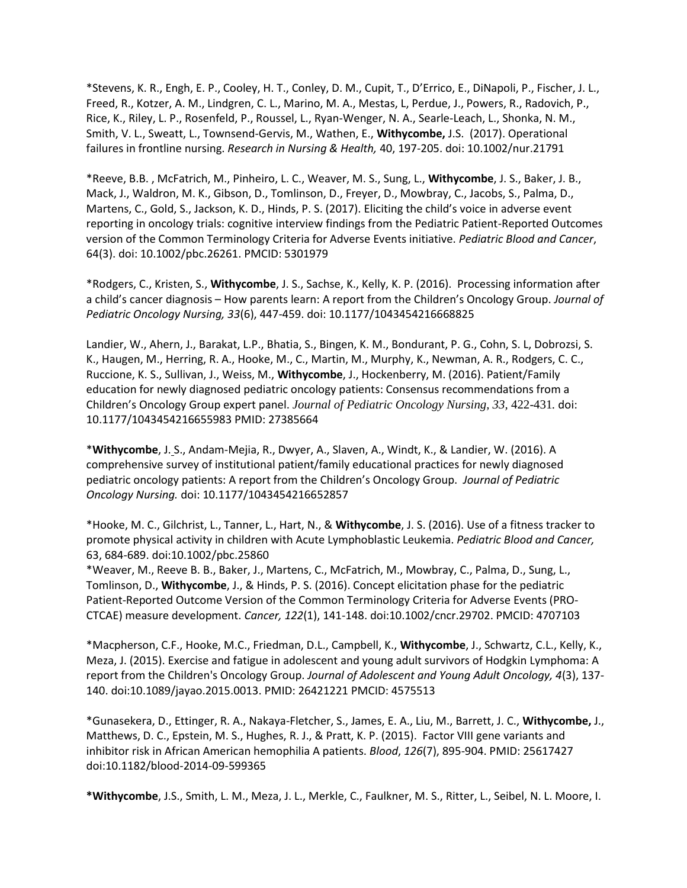*Stevens, K. R., Engh, E. P., Cooley, H. T., Conley, D. M., Cupit, T., D'Errico, E., DiNapoli, P., Fischer, J. L., Freed, R., Kotzer, A. M., Lindgren, C. L., Marino, M. A., Mestas, L, Perdue, J., Powers, R., Radovich, P., Rice, K., Riley, L. P., Rosenfeld, P., Roussel, L., Ryan-Wenger, N. A., Searle-Leach, L., Shonka, N. M., Smith, V. L., Sweatt, L., Townsend-Gervis, M., Wathen, E., **Withycombe,** J.S. (2017). Operational failures in frontline nursing. *Research in Nursing & Health,* 40, 197-205. doi: 10.1002/nur.21791

*Reeve, B.B. , McFatrich, M., Pinheiro, L. C., Weaver, M. S., Sung, L., **Withycombe**, J. S., Baker, J. B., Mack, J., Waldron, M. K., Gibson, D., Tomlinson, D., Freyer, D., Mowbray, C., Jacobs, S., Palma, D., Martens, C., Gold, S., Jackson, K. D., Hinds, P. S. (2017). Eliciting the child's voice in adverse event reporting in oncology trials: cognitive interview findings from the Pediatric Patient-Reported Outcomes version of the Common Terminology Criteria for Adverse Events initiative. *Pediatric Blood and Cancer*, 64(3). doi: 10.1002/pbc.26261. PMCID: 5301979

*Rodgers, C., Kristen, S., **Withycombe**, J. S., Sachse, K., Kelly, K. P. (2016). Processing information after a child's cancer diagnosis – How parents learn: A report from the Children's Oncology Group. *Journal of Pediatric Oncology Nursing, 33*(6), 447-459. doi: 10.1177/1043454216668825

Landier, W., Ahern, J., Barakat, L.P., Bhatia, S., Bingen, K. M., Bondurant, P. G., Cohn, S. L, Dobrozsi, S. K., Haugen, M., Herring, R. A., Hooke, M., C., Martin, M., Murphy, K., Newman, A. R., Rodgers, C. C., Ruccione, K. S., Sullivan, J., Weiss, M., **Withycombe**, J., Hockenberry, M. (2016). Patient/Family education for newly diagnosed pediatric oncology patients: Consensus recommendations from a Children's Oncology Group expert panel. *Journal of Pediatric Oncology Nursing*, *33*, 422-431. doi: 10.1177/1043454216655983 PMID: 27385664

***Withycombe**, J. S., Andam-Mejia, R., Dwyer, A., Slaven, A., Windt, K., & Landier, W. (2016). A comprehensive survey of institutional patient/family educational practices for newly diagnosed pediatric oncology patients: A report from the Children's Oncology Group. *Journal of Pediatric Oncology Nursing.* doi: 10.1177/1043454216652857

*Hooke, M. C., Gilchrist, L., Tanner, L., Hart, N., & **Withycombe**, J. S. (2016). Use of a fitness tracker to promote physical activity in children with Acute Lymphoblastic Leukemia. *Pediatric Blood and Cancer,* 63, 684-689. doi:10.1002/pbc.25860

*Weaver, M., Reeve B. B., Baker, J., Martens, C., McFatrich, M., Mowbray, C., Palma, D., Sung, L., Tomlinson, D., **Withycombe**, J., & Hinds, P. S. (2016). Concept elicitation phase for the pediatric Patient-Reported Outcome Version of the Common Terminology Criteria for Adverse Events (PRO-CTCAE) measure development. *Cancer, 122*(1), 141-148. doi:10.1002/cncr.29702. PMCID: 4707103

*Macpherson, C.F., Hooke, M.C., Friedman, D.L., Campbell, K., **Withycombe**, J., Schwartz, C.L., Kelly, K., Meza, J. (2015). Exercise and fatigue in adolescent and young adult survivors of Hodgkin Lymphoma: A report from the Children's Oncology Group. *Journal of Adolescent and Young Adult Oncology, 4*(3), 137-140. doi:10.1089/jayao.2015.0013. PMID: 26421221 PMCID: 4575513

*Gunasekera, D., Ettinger, R. A., Nakaya-Fletcher, S., James, E. A., Liu, M., Barrett, J. C., **Withycombe,** J., Matthews, D. C., Epstein, M. S., Hughes, R. J., & Pratt, K. P. (2015). Factor VIII gene variants and inhibitor risk in African American hemophilia A patients. *Blood*, *126*(7), 895-904. PMID: 25617427 doi:10.1182/blood-2014-09-599365

***Withycombe**, J.S., Smith, L. M., Meza, J. L., Merkle, C., Faulkner, M. S., Ritter, L., Seibel, N. L. Moore, I.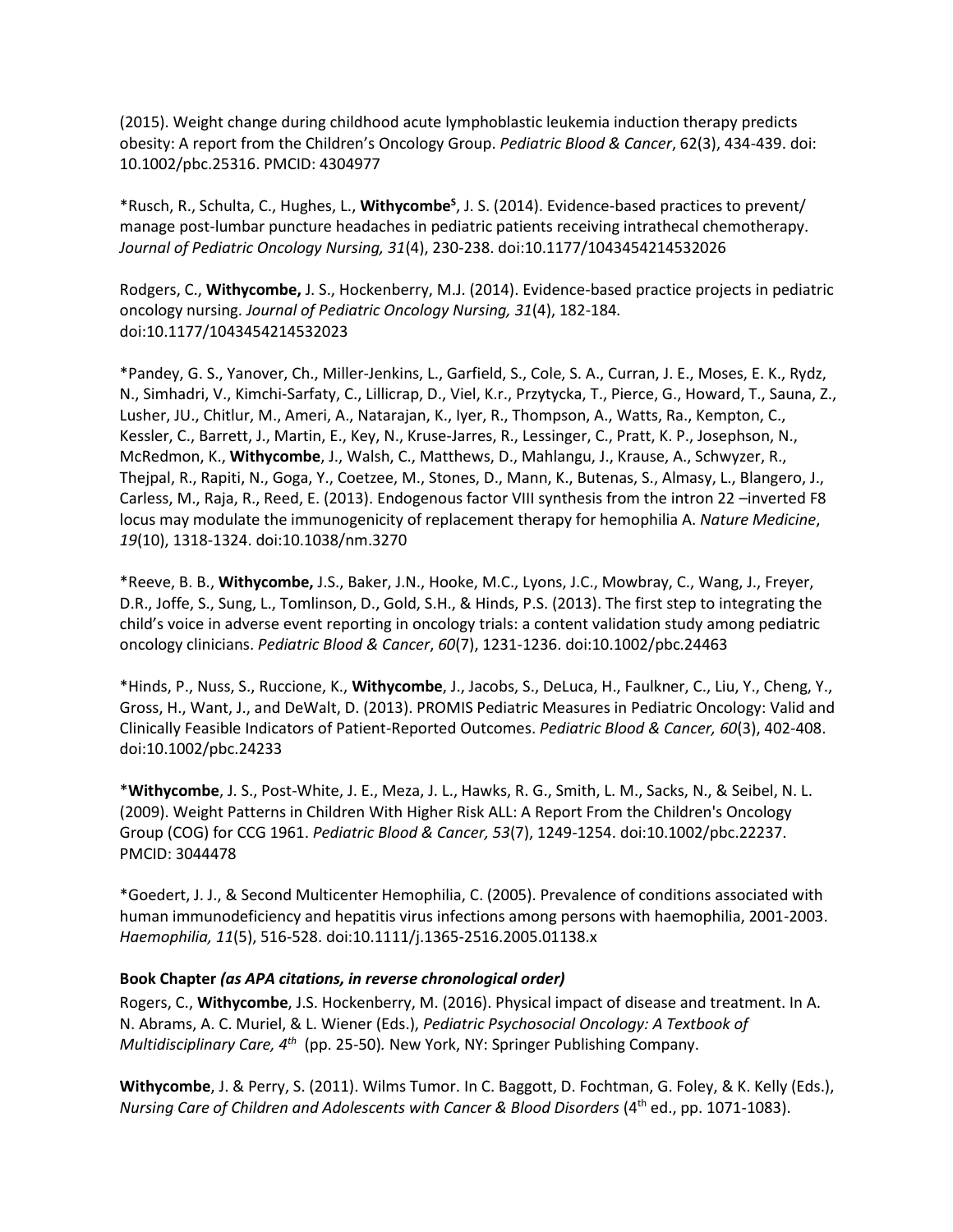(2015). Weight change during childhood acute lymphoblastic leukemia induction therapy predicts obesity: A report from the Children's Oncology Group. *Pediatric Blood & Cancer*, 62(3), 434-439. doi: 10.1002/pbc.25316. PMCID: 4304977

*Rusch, R., Schulta, C., Hughes, L., **Withycombe**[S], J. S. (2014). Evidence-based practices to prevent/ manage post-lumbar puncture headaches in pediatric patients receiving intrathecal chemotherapy. *Journal of Pediatric Oncology Nursing, 31*(4), 230-238. doi:10.1177/1043454214532026

Rodgers, C., **Withycombe,** J. S., Hockenberry, M.J. (2014). Evidence-based practice projects in pediatric oncology nursing. *Journal of Pediatric Oncology Nursing, 31*(4), 182-184. doi:10.1177/1043454214532023

*Pandey, G. S., Yanover, Ch., Miller-Jenkins, L., Garfield, S., Cole, S. A., Curran, J. E., Moses, E. K., Rydz, N., Simhadri, V., Kimchi-Sarfaty, C., Lillicrap, D., Viel, K.r., Przytycka, T., Pierce, G., Howard, T., Sauna, Z., Lusher, JU., Chitlur, M., Ameri, A., Natarajan, K., Iyer, R., Thompson, A., Watts, Ra., Kempton, C., Kessler, C., Barrett, J., Martin, E., Key, N., Kruse-Jarres, R., Lessinger, C., Pratt, K. P., Josephson, N., McRedmon, K., **Withycombe**, J., Walsh, C., Matthews, D., Mahlangu, J., Krause, A., Schwyzer, R., Thejpal, R., Rapiti, N., Goga, Y., Coetzee, M., Stones, D., Mann, K., Butenas, S., Almasy, L., Blangero, J., Carless, M., Raja, R., Reed, E. (2013). Endogenous factor VIII synthesis from the intron 22 –inverted F8 locus may modulate the immunogenicity of replacement therapy for hemophilia A. *Nature Medicine*, *19*(10), 1318-1324. doi:10.1038/nm.3270

*Reeve, B. B., **Withycombe,** J.S., Baker, J.N., Hooke, M.C., Lyons, J.C., Mowbray, C., Wang, J., Freyer, D.R., Joffe, S., Sung, L., Tomlinson, D., Gold, S.H., & Hinds, P.S. (2013). The first step to integrating the child's voice in adverse event reporting in oncology trials: a content validation study among pediatric oncology clinicians. *Pediatric Blood & Cancer*, *60*(7), 1231-1236. doi:10.1002/pbc.24463

*Hinds, P., Nuss, S., Ruccione, K., **Withycombe**, J., Jacobs, S., DeLuca, H., Faulkner, C., Liu, Y., Cheng, Y., Gross, H., Want, J., and DeWalt, D. (2013). PROMIS Pediatric Measures in Pediatric Oncology: Valid and Clinically Feasible Indicators of Patient-Reported Outcomes. *Pediatric Blood & Cancer, 60*(3), 402-408. doi:10.1002/pbc.24233

***Withycombe**, J. S., Post-White, J. E., Meza, J. L., Hawks, R. G., Smith, L. M., Sacks, N., & Seibel, N. L. (2009). Weight Patterns in Children With Higher Risk ALL: A Report From the Children's Oncology Group (COG) for CCG 1961. *Pediatric Blood & Cancer, 53*(7), 1249-1254. doi:10.1002/pbc.22237. PMCID: 3044478

*Goedert, J. J., & Second Multicenter Hemophilia, C. (2005). Prevalence of conditions associated with human immunodeficiency and hepatitis virus infections among persons with haemophilia, 2001-2003. *Haemophilia, 11*(5), 516-528. doi:10.1111/j.1365-2516.2005.01138.x

**Book Chapter** ***(as APA citations, in reverse chronological order)***

Rogers, C., **Withycombe**, J.S. Hockenberry, M. (2016). Physical impact of disease and treatment. In A. N. Abrams, A. C. Muriel, & L. Wiener (Eds.), *Pediatric Psychosocial Oncology: A Textbook of Multidisciplinary Care, 4th* (pp. 25-50)*.* New York, NY: Springer Publishing Company.

**Withycombe**, J. & Perry, S. (2011). Wilms Tumor. In C. Baggott, D. Fochtman, G. Foley, & K. Kelly (Eds.), *Nursing Care of Children and Adolescents with Cancer & Blood Disorders* (4th ed., pp. 1071-1083).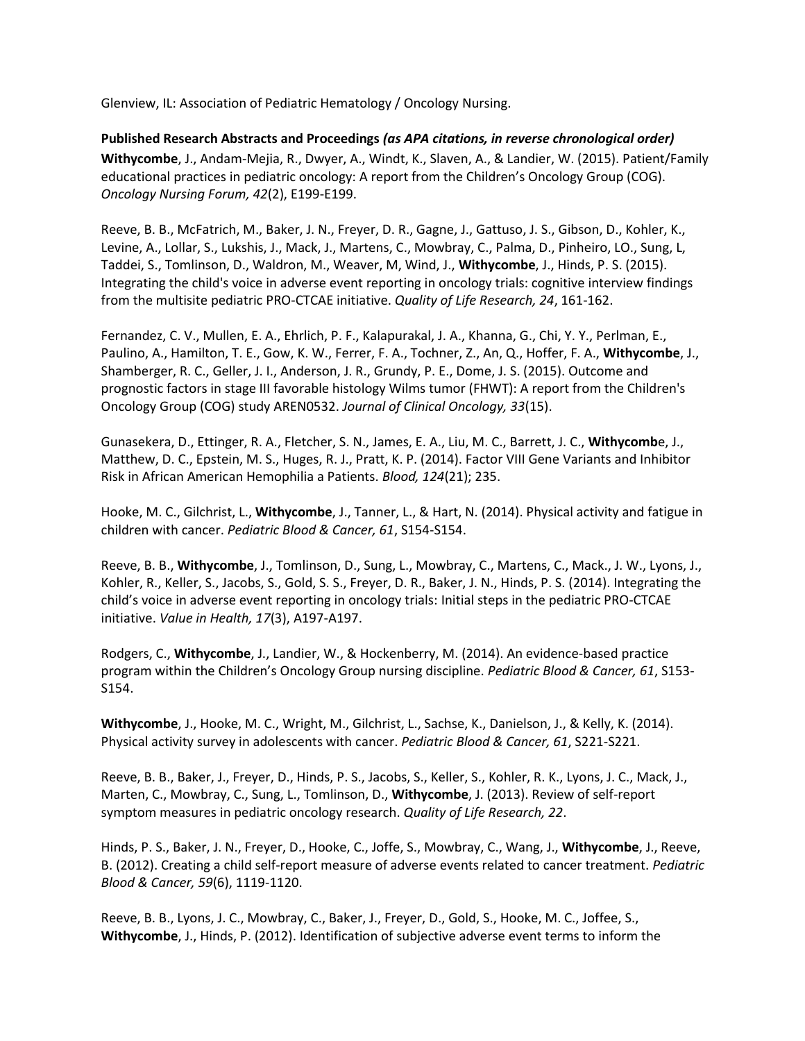Glenview, IL: Association of Pediatric Hematology / Oncology Nursing.

**Published Research Abstracts and Proceedings** ***(as APA citations, in reverse chronological order)***

**Withycombe**, J., Andam-Mejia, R., Dwyer, A., Windt, K., Slaven, A., & Landier, W. (2015). Patient/Family educational practices in pediatric oncology: A report from the Children's Oncology Group (COG). *Oncology Nursing Forum, 42*(2), E199-E199.

Reeve, B. B., McFatrich, M., Baker, J. N., Freyer, D. R., Gagne, J., Gattuso, J. S., Gibson, D., Kohler, K., Levine, A., Lollar, S., Lukshis, J., Mack, J., Martens, C., Mowbray, C., Palma, D., Pinheiro, LO., Sung, L, Taddei, S., Tomlinson, D., Waldron, M., Weaver, M, Wind, J., **Withycombe**, J., Hinds, P. S. (2015). Integrating the child's voice in adverse event reporting in oncology trials: cognitive interview findings from the multisite pediatric PRO-CTCAE initiative. *Quality of Life Research, 24*, 161-162.

Fernandez, C. V., Mullen, E. A., Ehrlich, P. F., Kalapurakal, J. A., Khanna, G., Chi, Y. Y., Perlman, E., Paulino, A., Hamilton, T. E., Gow, K. W., Ferrer, F. A., Tochner, Z., An, Q., Hoffer, F. A., **Withycombe**, J., Shamberger, R. C., Geller, J. I., Anderson, J. R., Grundy, P. E., Dome, J. S. (2015). Outcome and prognostic factors in stage III favorable histology Wilms tumor (FHWT): A report from the Children's Oncology Group (COG) study AREN0532. *Journal of Clinical Oncology, 33*(15).

Gunasekera, D., Ettinger, R. A., Fletcher, S. N., James, E. A., Liu, M. C., Barrett, J. C., **Withycomb**e, J., Matthew, D. C., Epstein, M. S., Huges, R. J., Pratt, K. P. (2014). Factor VIII Gene Variants and Inhibitor Risk in African American Hemophilia a Patients. *Blood, 124*(21); 235.

Hooke, M. C., Gilchrist, L., **Withycombe**, J., Tanner, L., & Hart, N. (2014). Physical activity and fatigue in children with cancer. *Pediatric Blood & Cancer, 61*, S154-S154.

Reeve, B. B., **Withycombe**, J., Tomlinson, D., Sung, L., Mowbray, C., Martens, C., Mack., J. W., Lyons, J., Kohler, R., Keller, S., Jacobs, S., Gold, S. S., Freyer, D. R., Baker, J. N., Hinds, P. S. (2014). Integrating the child's voice in adverse event reporting in oncology trials: Initial steps in the pediatric PRO-CTCAE initiative. *Value in Health, 17*(3), A197-A197.

Rodgers, C., **Withycombe**, J., Landier, W., & Hockenberry, M. (2014). An evidence-based practice program within the Children's Oncology Group nursing discipline. *Pediatric Blood & Cancer, 61*, S153-S154.

**Withycombe**, J., Hooke, M. C., Wright, M., Gilchrist, L., Sachse, K., Danielson, J., & Kelly, K. (2014). Physical activity survey in adolescents with cancer. *Pediatric Blood & Cancer, 61*, S221-S221.

Reeve, B. B., Baker, J., Freyer, D., Hinds, P. S., Jacobs, S., Keller, S., Kohler, R. K., Lyons, J. C., Mack, J., Marten, C., Mowbray, C., Sung, L., Tomlinson, D., **Withycombe**, J. (2013). Review of self-report symptom measures in pediatric oncology research. *Quality of Life Research, 22*.

Hinds, P. S., Baker, J. N., Freyer, D., Hooke, C., Joffe, S., Mowbray, C., Wang, J., **Withycombe**, J., Reeve, B. (2012). Creating a child self-report measure of adverse events related to cancer treatment. *Pediatric Blood & Cancer, 59*(6), 1119-1120.

Reeve, B. B., Lyons, J. C., Mowbray, C., Baker, J., Freyer, D., Gold, S., Hooke, M. C., Joffee, S., **Withycombe**, J., Hinds, P. (2012). Identification of subjective adverse event terms to inform the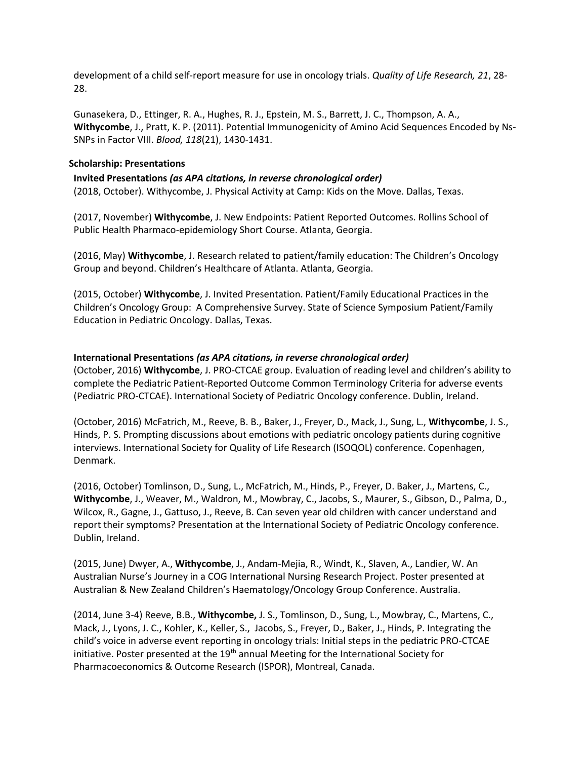development of a child self-report measure for use in oncology trials. *Quality of Life Research, 21*, 28-28.

Gunasekera, D., Ettinger, R. A., Hughes, R. J., Epstein, M. S., Barrett, J. C., Thompson, A. A., **Withycombe**, J., Pratt, K. P. (2011). Potential Immunogenicity of Amino Acid Sequences Encoded by Ns-SNPs in Factor VIII. *Blood, 118*(21), 1430-1431.

**Scholarship: Presentations**

**Invited Presentations *(as APA citations, in reverse chronological order)***

(2018, October). Withycombe, J. Physical Activity at Camp: Kids on the Move. Dallas, Texas.

(2017, November) **Withycombe**, J. New Endpoints: Patient Reported Outcomes. Rollins School of Public Health Pharmaco-epidemiology Short Course. Atlanta, Georgia.

(2016, May) **Withycombe**, J. Research related to patient/family education: The Children's Oncology Group and beyond. Children's Healthcare of Atlanta. Atlanta, Georgia.

(2015, October) **Withycombe**, J. Invited Presentation. Patient/Family Educational Practices in the Children's Oncology Group: A Comprehensive Survey. State of Science Symposium Patient/Family Education in Pediatric Oncology. Dallas, Texas.

**International Presentations *(as APA citations, in reverse chronological order)***

(October, 2016) **Withycombe**, J. PRO-CTCAE group. Evaluation of reading level and children's ability to complete the Pediatric Patient-Reported Outcome Common Terminology Criteria for adverse events (Pediatric PRO-CTCAE). International Society of Pediatric Oncology conference. Dublin, Ireland.

(October, 2016) McFatrich, M., Reeve, B. B., Baker, J., Freyer, D., Mack, J., Sung, L., **Withycombe**, J. S., Hinds, P. S. Prompting discussions about emotions with pediatric oncology patients during cognitive interviews. International Society for Quality of Life Research (ISOQOL) conference. Copenhagen, Denmark.

(2016, October) Tomlinson, D., Sung, L., McFatrich, M., Hinds, P., Freyer, D. Baker, J., Martens, C., **Withycombe**, J., Weaver, M., Waldron, M., Mowbray, C., Jacobs, S., Maurer, S., Gibson, D., Palma, D., Wilcox, R., Gagne, J., Gattuso, J., Reeve, B. Can seven year old children with cancer understand and report their symptoms? Presentation at the International Society of Pediatric Oncology conference. Dublin, Ireland.

(2015, June) Dwyer, A., **Withycombe**, J., Andam-Mejia, R., Windt, K., Slaven, A., Landier, W. An Australian Nurse's Journey in a COG International Nursing Research Project. Poster presented at Australian & New Zealand Children's Haematology/Oncology Group Conference. Australia.

(2014, June 3-4) Reeve, B.B., **Withycombe,** J. S., Tomlinson, D., Sung, L., Mowbray, C., Martens, C., Mack, J., Lyons, J. C., Kohler, K., Keller, S., Jacobs, S., Freyer, D., Baker, J., Hinds, P. Integrating the child's voice in adverse event reporting in oncology trials: Initial steps in the pediatric PRO-CTCAE initiative. Poster presented at the 19th annual Meeting for the International Society for Pharmacoeconomics & Outcome Research (ISPOR), Montreal, Canada.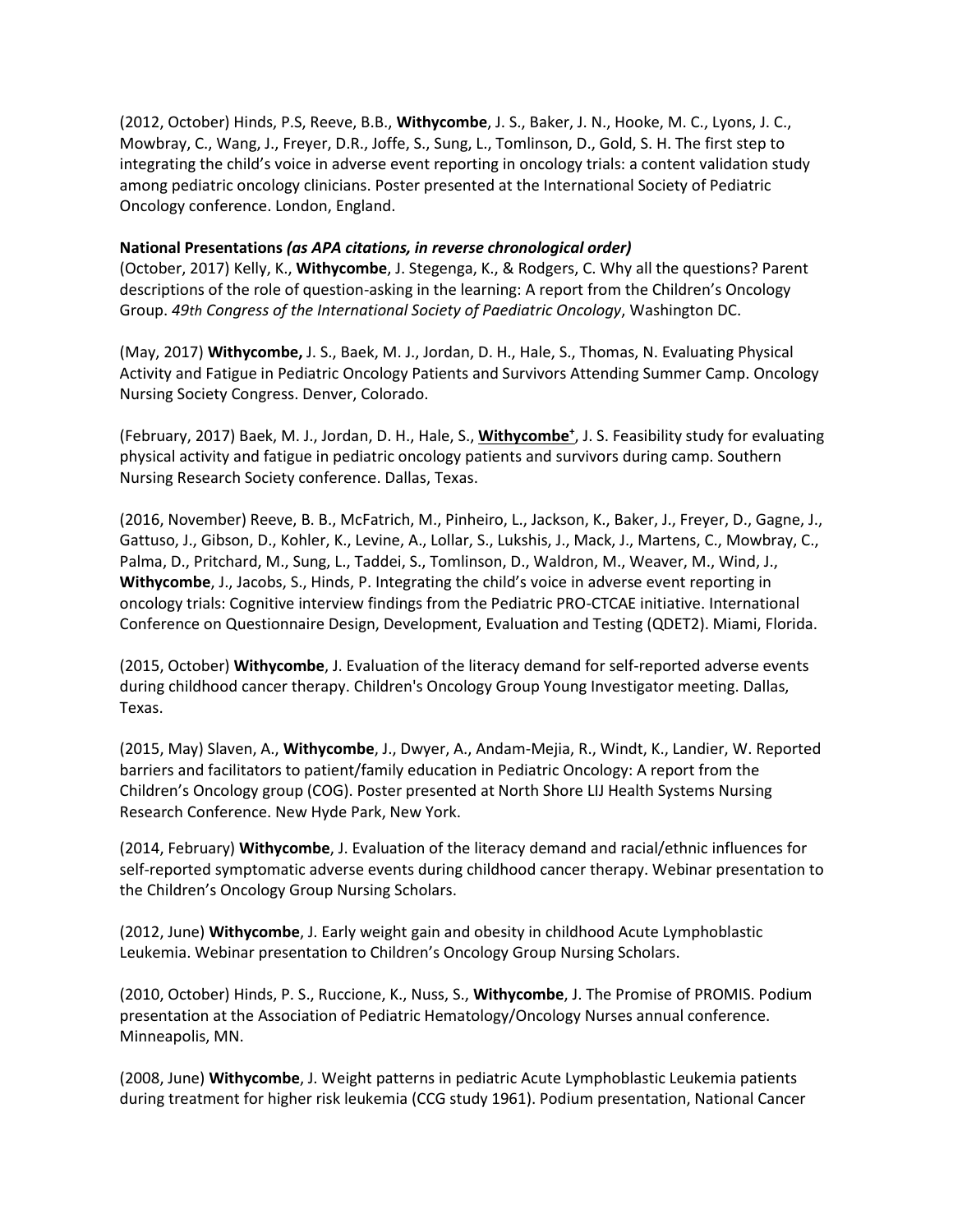(2012, October) Hinds, P.S, Reeve, B.B., **Withycombe**, J. S., Baker, J. N., Hooke, M. C., Lyons, J. C., Mowbray, C., Wang, J., Freyer, D.R., Joffe, S., Sung, L., Tomlinson, D., Gold, S. H. The first step to integrating the child's voice in adverse event reporting in oncology trials: a content validation study among pediatric oncology clinicians. Poster presented at the International Society of Pediatric Oncology conference. London, England.

**National Presentations *(as APA citations, in reverse chronological order)***
(October, 2017) Kelly, K., **Withycombe**, J. Stegenga, K., & Rodgers, C. Why all the questions? Parent descriptions of the role of question-asking in the learning: A report from the Children's Oncology Group. *49th Congress of the International Society of Paediatric Oncology*, Washington DC.

(May, 2017) **Withycombe,** J. S., Baek, M. J., Jordan, D. H., Hale, S., Thomas, N. Evaluating Physical Activity and Fatigue in Pediatric Oncology Patients and Survivors Attending Summer Camp. Oncology Nursing Society Congress. Denver, Colorado.

(February, 2017) Baek, M. J., Jordan, D. H., Hale, S., **<u>Withycombe</u>**[+], J. S. Feasibility study for evaluating physical activity and fatigue in pediatric oncology patients and survivors during camp. Southern Nursing Research Society conference. Dallas, Texas.

(2016, November) Reeve, B. B., McFatrich, M., Pinheiro, L., Jackson, K., Baker, J., Freyer, D., Gagne, J., Gattuso, J., Gibson, D., Kohler, K., Levine, A., Lollar, S., Lukshis, J., Mack, J., Martens, C., Mowbray, C., Palma, D., Pritchard, M., Sung, L., Taddei, S., Tomlinson, D., Waldron, M., Weaver, M., Wind, J., **Withycombe**, J., Jacobs, S., Hinds, P. Integrating the child's voice in adverse event reporting in oncology trials: Cognitive interview findings from the Pediatric PRO-CTCAE initiative. International Conference on Questionnaire Design, Development, Evaluation and Testing (QDET2). Miami, Florida.

(2015, October) **Withycombe**, J. Evaluation of the literacy demand for self-reported adverse events during childhood cancer therapy. Children's Oncology Group Young Investigator meeting. Dallas, Texas.

(2015, May) Slaven, A., **Withycombe**, J., Dwyer, A., Andam-Mejia, R., Windt, K., Landier, W. Reported barriers and facilitators to patient/family education in Pediatric Oncology: A report from the Children's Oncology group (COG). Poster presented at North Shore LIJ Health Systems Nursing Research Conference. New Hyde Park, New York.

(2014, February) **Withycombe**, J. Evaluation of the literacy demand and racial/ethnic influences for self-reported symptomatic adverse events during childhood cancer therapy. Webinar presentation to the Children's Oncology Group Nursing Scholars.

(2012, June) **Withycombe**, J. Early weight gain and obesity in childhood Acute Lymphoblastic Leukemia. Webinar presentation to Children's Oncology Group Nursing Scholars.

(2010, October) Hinds, P. S., Ruccione, K., Nuss, S., **Withycombe**, J. The Promise of PROMIS. Podium presentation at the Association of Pediatric Hematology/Oncology Nurses annual conference. Minneapolis, MN.

(2008, June) **Withycombe**, J. Weight patterns in pediatric Acute Lymphoblastic Leukemia patients during treatment for higher risk leukemia (CCG study 1961). Podium presentation, National Cancer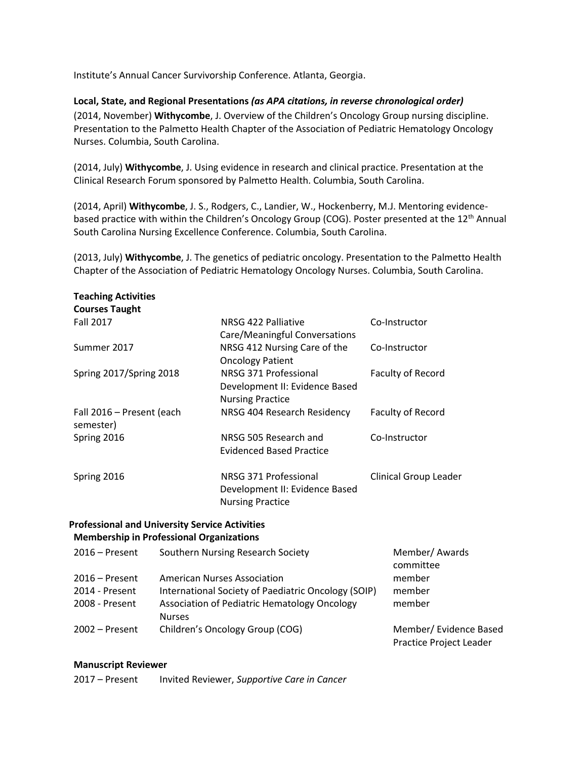Institute's Annual Cancer Survivorship Conference. Atlanta, Georgia.

**Local, State, and Regional Presentations** ***(as APA citations, in reverse chronological order)***

(2014, November) **Withycombe**, J. Overview of the Children's Oncology Group nursing discipline. Presentation to the Palmetto Health Chapter of the Association of Pediatric Hematology Oncology Nurses. Columbia, South Carolina.

(2014, July) **Withycombe**, J. Using evidence in research and clinical practice. Presentation at the Clinical Research Forum sponsored by Palmetto Health. Columbia, South Carolina.

(2014, April) **Withycombe**, J. S., Rodgers, C., Landier, W., Hockenberry, M.J. Mentoring evidence-based practice with within the Children's Oncology Group (COG). Poster presented at the 12th Annual South Carolina Nursing Excellence Conference. Columbia, South Carolina.

(2013, July) **Withycombe**, J. The genetics of pediatric oncology. Presentation to the Palmetto Health Chapter of the Association of Pediatric Hematology Oncology Nurses. Columbia, South Carolina.

**Teaching Activities**

**Courses Taught**

| | | |
|---|---|---|
| Fall 2017 | NRSG 422 Palliative Care/Meaningful Conversations | Co-Instructor |
| Summer 2017 | NRSG 412 Nursing Care of the Oncology Patient | Co-Instructor |
| Spring 2017/Spring 2018 | NRSG 371 Professional Development II: Evidence Based Nursing Practice | Faculty of Record |
| Fall 2016 – Present (each semester) | NRSG 404 Research Residency | Faculty of Record |
| Spring 2016 | NRSG 505 Research and Evidenced Based Practice | Co-Instructor |
| Spring 2016 | NRSG 371 Professional Development II: Evidence Based Nursing Practice | Clinical Group Leader |

**Professional and University Service Activities**

**Membership in Professional Organizations**

| | | |
|---|---|---|
| 2016 – Present | Southern Nursing Research Society | Member/ Awards committee |
| 2016 – Present | American Nurses Association | member |
| 2014 - Present | International Society of Paediatric Oncology (SOIP) | member |
| 2008 - Present | Association of Pediatric Hematology Oncology Nurses | member |
| 2002 – Present | Children's Oncology Group (COG) | Member/ Evidence Based Practice Project Leader |

**Manuscript Reviewer**

2017 – Present Invited Reviewer, *Supportive Care in Cancer*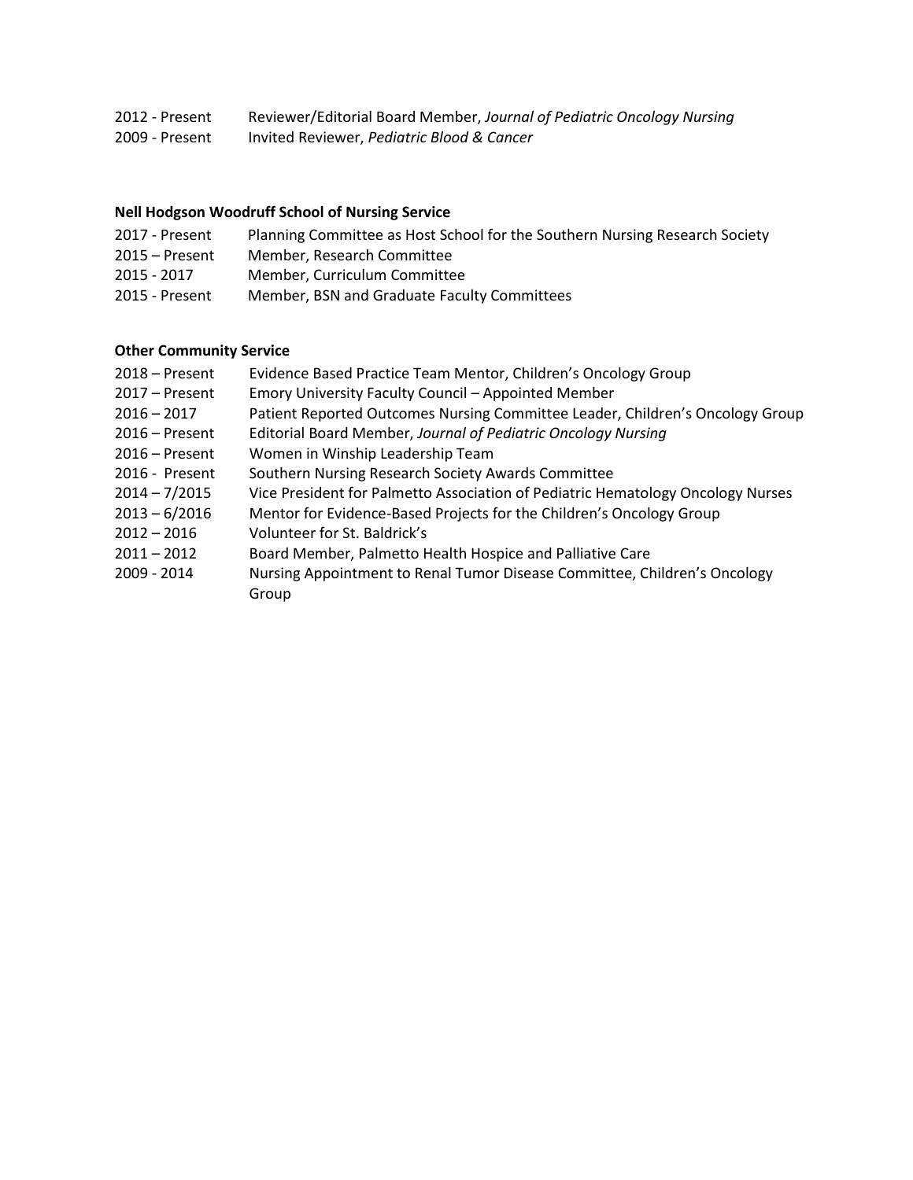2012 - Present Reviewer/Editorial Board Member, *Journal of Pediatric Oncology Nursing*
2009 - Present Invited Reviewer, *Pediatric Blood & Cancer*

**Nell Hodgson Woodruff School of Nursing Service**

2017 - Present Planning Committee as Host School for the Southern Nursing Research Society
2015 – Present Member, Research Committee
2015 - 2017 Member, Curriculum Committee
2015 - Present Member, BSN and Graduate Faculty Committees

**Other Community Service**

2018 – Present Evidence Based Practice Team Mentor, Children's Oncology Group
2017 – Present Emory University Faculty Council – Appointed Member
2016 – 2017 Patient Reported Outcomes Nursing Committee Leader, Children's Oncology Group
2016 – Present Editorial Board Member, *Journal of Pediatric Oncology Nursing*
2016 – Present Women in Winship Leadership Team
2016 - Present Southern Nursing Research Society Awards Committee
2014 – 7/2015 Vice President for Palmetto Association of Pediatric Hematology Oncology Nurses
2013 – 6/2016 Mentor for Evidence-Based Projects for the Children's Oncology Group
2012 – 2016 Volunteer for St. Baldrick's
2011 – 2012 Board Member, Palmetto Health Hospice and Palliative Care
2009 - 2014 Nursing Appointment to Renal Tumor Disease Committee, Children's Oncology Group